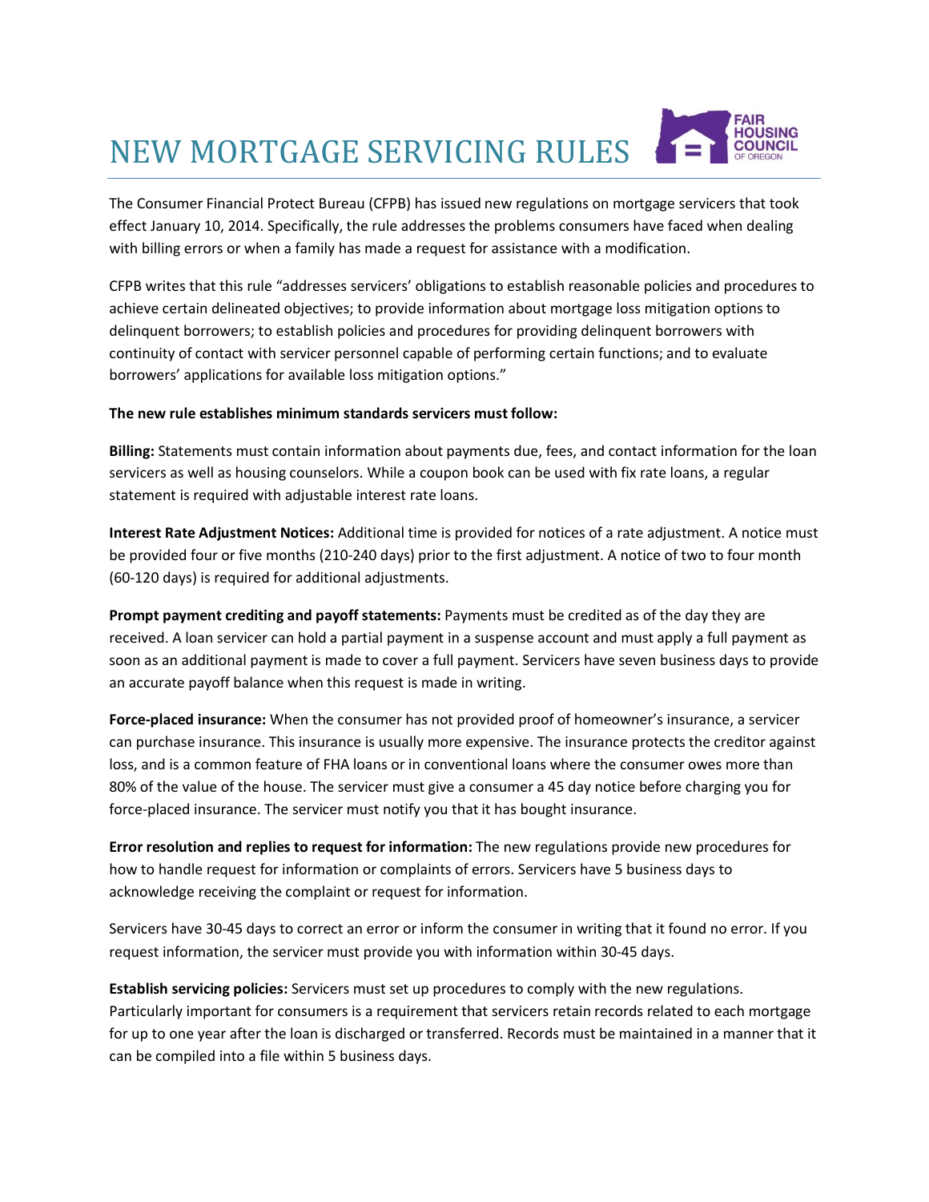# NEW MORTGAGE SERVICING RULES

The Consumer Financial Protect Bureau (CFPB) has issued new regulations on mortgage servicers that took effect January 10, 2014. Specifically, the rule addresses the problems consumers have faced when dealing with billing errors or when a family has made a request for assistance with a modification.

CFPB writes that this rule "addresses servicers' obligations to establish reasonable policies and procedures to achieve certain delineated objectives; to provide information about mortgage loss mitigation options to delinquent borrowers; to establish policies and procedures for providing delinquent borrowers with continuity of contact with servicer personnel capable of performing certain functions; and to evaluate borrowers' applications for available loss mitigation options."

**The new rule establishes minimum standards servicers must follow:**

**Billing:** Statements must contain information about payments due, fees, and contact information for the loan servicers as well as housing counselors. While a coupon book can be used with fix rate loans, a regular statement is required with adjustable interest rate loans.

**Interest Rate Adjustment Notices:** Additional time is provided for notices of a rate adjustment. A notice must be provided four or five months (210-240 days) prior to the first adjustment. A notice of two to four month (60-120 days) is required for additional adjustments.

**Prompt payment crediting and payoff statements:** Payments must be credited as of the day they are received. A loan servicer can hold a partial payment in a suspense account and must apply a full payment as soon as an additional payment is made to cover a full payment. Servicers have seven business days to provide an accurate payoff balance when this request is made in writing.

**Force-placed insurance:** When the consumer has not provided proof of homeowner's insurance, a servicer can purchase insurance. This insurance is usually more expensive. The insurance protects the creditor against loss, and is a common feature of FHA loans or in conventional loans where the consumer owes more than 80% of the value of the house. The servicer must give a consumer a 45 day notice before charging you for force-placed insurance. The servicer must notify you that it has bought insurance.

**Error resolution and replies to request for information:** The new regulations provide new procedures for how to handle request for information or complaints of errors. Servicers have 5 business days to acknowledge receiving the complaint or request for information.

Servicers have 30-45 days to correct an error or inform the consumer in writing that it found no error. If you request information, the servicer must provide you with information within 30-45 days.

**Establish servicing policies:** Servicers must set up procedures to comply with the new regulations. Particularly important for consumers is a requirement that servicers retain records related to each mortgage for up to one year after the loan is discharged or transferred. Records must be maintained in a manner that it can be compiled into a file within 5 business days.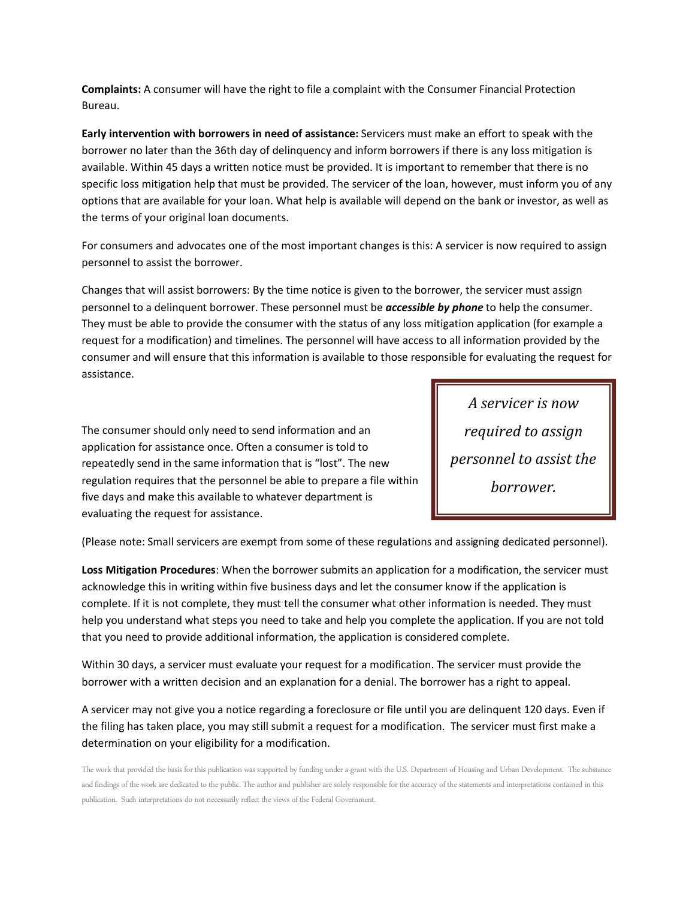**Complaints:** A consumer will have the right to file a complaint with the Consumer Financial Protection Bureau.

**Early intervention with borrowers in need of assistance:** Servicers must make an effort to speak with the borrower no later than the 36th day of delinquency and inform borrowers if there is any loss mitigation is available. Within 45 days a written notice must be provided. It is important to remember that there is no specific loss mitigation help that must be provided. The servicer of the loan, however, must inform you of any options that are available for your loan. What help is available will depend on the bank or investor, as well as the terms of your original loan documents.

For consumers and advocates one of the most important changes is this: A servicer is now required to assign personnel to assist the borrower.

Changes that will assist borrowers: By the time notice is given to the borrower, the servicer must assign personnel to a delinquent borrower. These personnel must be ***accessible by phone*** to help the consumer. They must be able to provide the consumer with the status of any loss mitigation application (for example a request for a modification) and timelines. The personnel will have access to all information provided by the consumer and will ensure that this information is available to those responsible for evaluating the request for assistance.

The consumer should only need to send information and an application for assistance once. Often a consumer is told to repeatedly send in the same information that is "lost". The new regulation requires that the personnel be able to prepare a file within five days and make this available to whatever department is evaluating the request for assistance.

> *A servicer is now required to assign personnel to assist the borrower.*

(Please note: Small servicers are exempt from some of these regulations and assigning dedicated personnel).

**Loss Mitigation Procedures**: When the borrower submits an application for a modification, the servicer must acknowledge this in writing within five business days and let the consumer know if the application is complete. If it is not complete, they must tell the consumer what other information is needed. They must help you understand what steps you need to take and help you complete the application. If you are not told that you need to provide additional information, the application is considered complete.

Within 30 days, a servicer must evaluate your request for a modification. The servicer must provide the borrower with a written decision and an explanation for a denial. The borrower has a right to appeal.

A servicer may not give you a notice regarding a foreclosure or file until you are delinquent 120 days. Even if the filing has taken place, you may still submit a request for a modification. The servicer must first make a determination on your eligibility for a modification.

The work that provided the basis for this publication was supported by funding under a grant with the U.S. Department of Housing and Urban Development. The substance and findings of the work are dedicated to the public. The author and publisher are solely responsible for the accuracy of the statements and interpretations contained in this publication. Such interpretations do not necessarily reflect the views of the Federal Government.